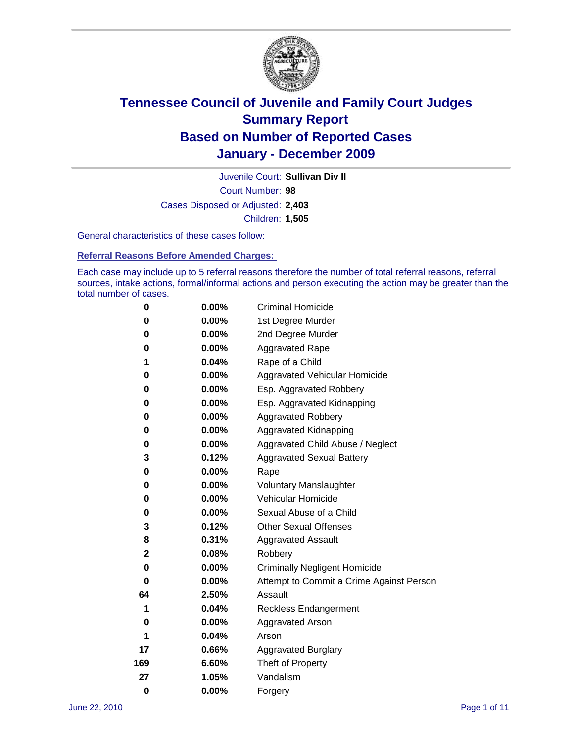# Tennessee Council of Juvenile and Family Court Judges
## Summary Report
## Based on Number of Reported Cases
## January - December 2009

Juvenile Court: **Sullivan Div II**

Court Number: **98**

Cases Disposed or Adjusted: **2,403**

Children: **1,505**

General characteristics of these cases follow:

### Referral Reasons Before Amended Charges:

Each case may include up to 5 referral reasons therefore the number of total referral reasons, referral sources, intake actions, formal/informal actions and person executing the action may be greater than the total number of cases.

| | | |
|---|---|---|
| 0 | 0.00% | Criminal Homicide |
| 0 | 0.00% | 1st Degree Murder |
| 0 | 0.00% | 2nd Degree Murder |
| 0 | 0.00% | Aggravated Rape |
| 1 | 0.04% | Rape of a Child |
| 0 | 0.00% | Aggravated Vehicular Homicide |
| 0 | 0.00% | Esp. Aggravated Robbery |
| 0 | 0.00% | Esp. Aggravated Kidnapping |
| 0 | 0.00% | Aggravated Robbery |
| 0 | 0.00% | Aggravated Kidnapping |
| 0 | 0.00% | Aggravated Child Abuse / Neglect |
| 3 | 0.12% | Aggravated Sexual Battery |
| 0 | 0.00% | Rape |
| 0 | 0.00% | Voluntary Manslaughter |
| 0 | 0.00% | Vehicular Homicide |
| 0 | 0.00% | Sexual Abuse of a Child |
| 3 | 0.12% | Other Sexual Offenses |
| 8 | 0.31% | Aggravated Assault |
| 2 | 0.08% | Robbery |
| 0 | 0.00% | Criminally Negligent Homicide |
| 0 | 0.00% | Attempt to Commit a Crime Against Person |
| 64 | 2.50% | Assault |
| 1 | 0.04% | Reckless Endangerment |
| 0 | 0.00% | Aggravated Arson |
| 1 | 0.04% | Arson |
| 17 | 0.66% | Aggravated Burglary |
| 169 | 6.60% | Theft of Property |
| 27 | 1.05% | Vandalism |
| 0 | 0.00% | Forgery |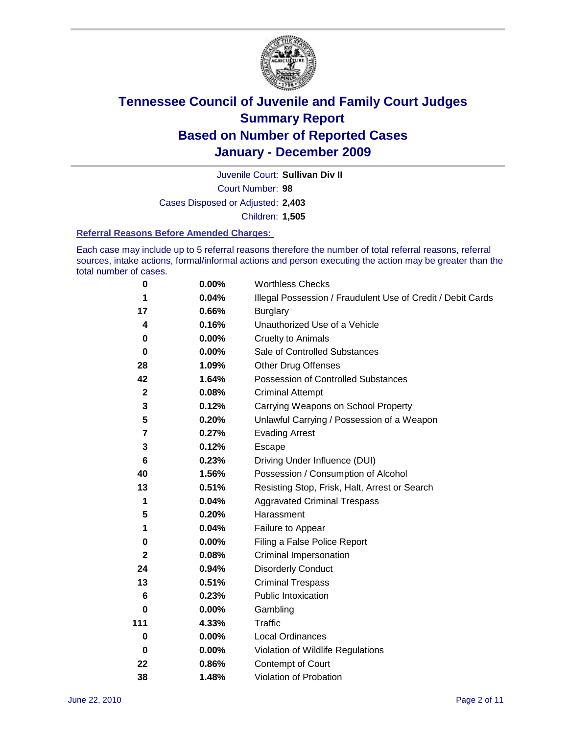# Tennessee Council of Juvenile and Family Court Judges
## Summary Report
## Based on Number of Reported Cases
## January - December 2009

Juvenile Court: **Sullivan Div II**
Court Number: **98**
Cases Disposed or Adjusted: **2,403**
Children: **1,505**

### Referral Reasons Before Amended Charges:

Each case may include up to 5 referral reasons therefore the number of total referral reasons, referral sources, intake actions, formal/informal actions and person executing the action may be greater than the total number of cases.

| Count | Percent | Referral Reason |
|---|---|---|
| 0 | 0.00% | Worthless Checks |
| 1 | 0.04% | Illegal Possession / Fraudulent Use of Credit / Debit Cards |
| 17 | 0.66% | Burglary |
| 4 | 0.16% | Unauthorized Use of a Vehicle |
| 0 | 0.00% | Cruelty to Animals |
| 0 | 0.00% | Sale of Controlled Substances |
| 28 | 1.09% | Other Drug Offenses |
| 42 | 1.64% | Possession of Controlled Substances |
| 2 | 0.08% | Criminal Attempt |
| 3 | 0.12% | Carrying Weapons on School Property |
| 5 | 0.20% | Unlawful Carrying / Possession of a Weapon |
| 7 | 0.27% | Evading Arrest |
| 3 | 0.12% | Escape |
| 6 | 0.23% | Driving Under Influence (DUI) |
| 40 | 1.56% | Possession / Consumption of Alcohol |
| 13 | 0.51% | Resisting Stop, Frisk, Halt, Arrest or Search |
| 1 | 0.04% | Aggravated Criminal Trespass |
| 5 | 0.20% | Harassment |
| 1 | 0.04% | Failure to Appear |
| 0 | 0.00% | Filing a False Police Report |
| 2 | 0.08% | Criminal Impersonation |
| 24 | 0.94% | Disorderly Conduct |
| 13 | 0.51% | Criminal Trespass |
| 6 | 0.23% | Public Intoxication |
| 0 | 0.00% | Gambling |
| 111 | 4.33% | Traffic |
| 0 | 0.00% | Local Ordinances |
| 0 | 0.00% | Violation of Wildlife Regulations |
| 22 | 0.86% | Contempt of Court |
| 38 | 1.48% | Violation of Probation |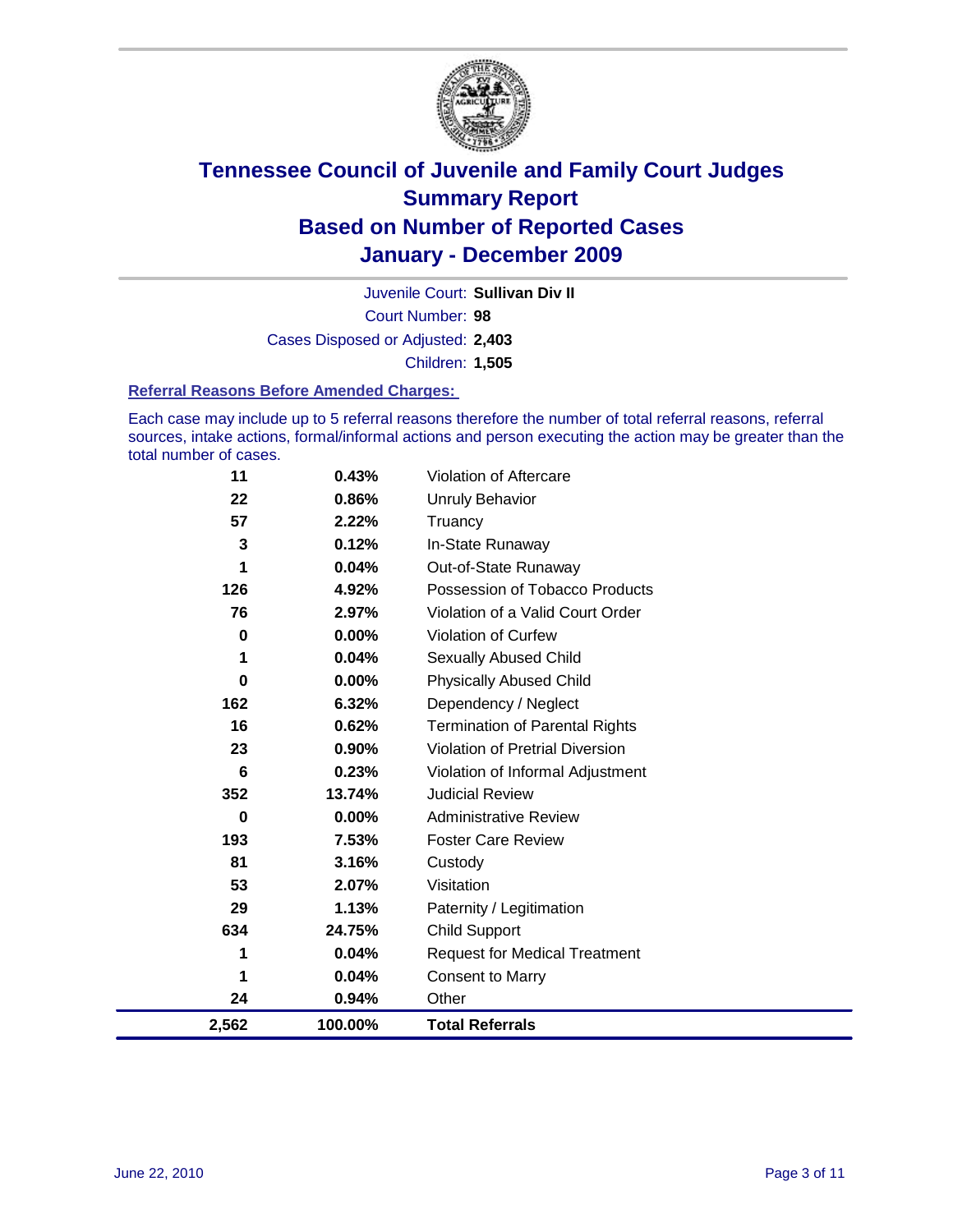# Tennessee Council of Juvenile and Family Court Judges
## Summary Report
## Based on Number of Reported Cases
## January - December 2009

Juvenile Court: **Sullivan Div II**

Court Number: **98**

Cases Disposed or Adjusted: **2,403**

Children: **1,505**

### Referral Reasons Before Amended Charges:

Each case may include up to 5 referral reasons therefore the number of total referral reasons, referral sources, intake actions, formal/informal actions and person executing the action may be greater than the total number of cases.

| Count | Percent | Referral Reason |
|---|---|---|
| 11 | 0.43% | Violation of Aftercare |
| 22 | 0.86% | Unruly Behavior |
| 57 | 2.22% | Truancy |
| 3 | 0.12% | In-State Runaway |
| 1 | 0.04% | Out-of-State Runaway |
| 126 | 4.92% | Possession of Tobacco Products |
| 76 | 2.97% | Violation of a Valid Court Order |
| 0 | 0.00% | Violation of Curfew |
| 1 | 0.04% | Sexually Abused Child |
| 0 | 0.00% | Physically Abused Child |
| 162 | 6.32% | Dependency / Neglect |
| 16 | 0.62% | Termination of Parental Rights |
| 23 | 0.90% | Violation of Pretrial Diversion |
| 6 | 0.23% | Violation of Informal Adjustment |
| 352 | 13.74% | Judicial Review |
| 0 | 0.00% | Administrative Review |
| 193 | 7.53% | Foster Care Review |
| 81 | 3.16% | Custody |
| 53 | 2.07% | Visitation |
| 29 | 1.13% | Paternity / Legitimation |
| 634 | 24.75% | Child Support |
| 1 | 0.04% | Request for Medical Treatment |
| 1 | 0.04% | Consent to Marry |
| 24 | 0.94% | Other |
| **2,562** | **100.00%** | **Total Referrals** |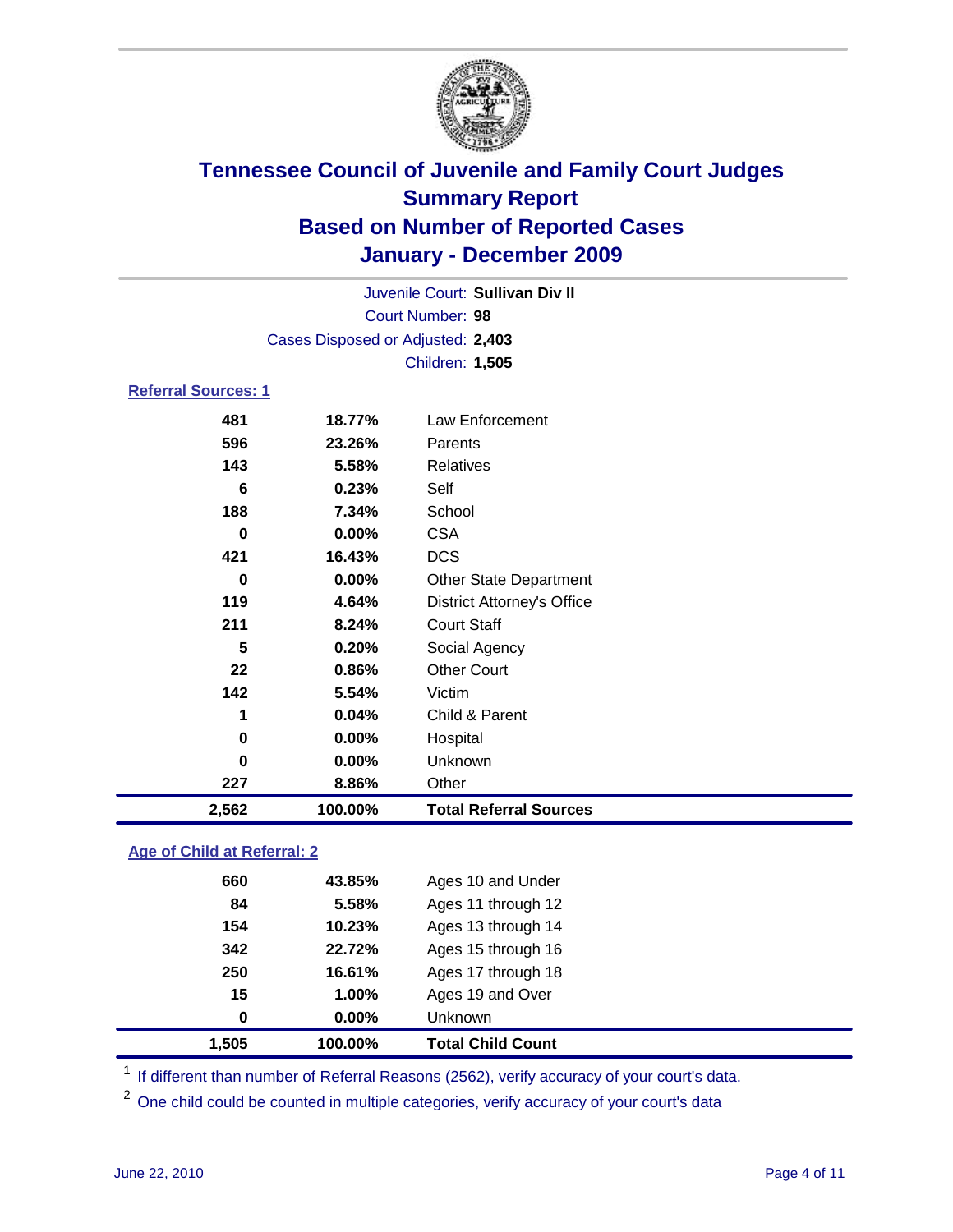# Tennessee Council of Juvenile and Family Court Judges
## Summary Report
## Based on Number of Reported Cases
## January - December 2009

Juvenile Court: **Sullivan Div II**

Court Number: **98**

Cases Disposed or Adjusted: **2,403**

Children: **1,505**

### Referral Sources: 1

| | | |
|---|---|---|
| 481 | 18.77% | Law Enforcement |
| 596 | 23.26% | Parents |
| 143 | 5.58% | Relatives |
| 6 | 0.23% | Self |
| 188 | 7.34% | School |
| 0 | 0.00% | CSA |
| 421 | 16.43% | DCS |
| 0 | 0.00% | Other State Department |
| 119 | 4.64% | District Attorney's Office |
| 211 | 8.24% | Court Staff |
| 5 | 0.20% | Social Agency |
| 22 | 0.86% | Other Court |
| 142 | 5.54% | Victim |
| 1 | 0.04% | Child & Parent |
| 0 | 0.00% | Hospital |
| 0 | 0.00% | Unknown |
| 227 | 8.86% | Other |
| **2,562** | **100.00%** | **Total Referral Sources** |

### Age of Child at Referral: 2

| | | |
|---|---|---|
| 660 | 43.85% | Ages 10 and Under |
| 84 | 5.58% | Ages 11 through 12 |
| 154 | 10.23% | Ages 13 through 14 |
| 342 | 22.72% | Ages 15 through 16 |
| 250 | 16.61% | Ages 17 through 18 |
| 15 | 1.00% | Ages 19 and Over |
| 0 | 0.00% | Unknown |
| **1,505** | **100.00%** | **Total Child Count** |

[1] If different than number of Referral Reasons (2562), verify accuracy of your court's data.

[2] One child could be counted in multiple categories, verify accuracy of your court's data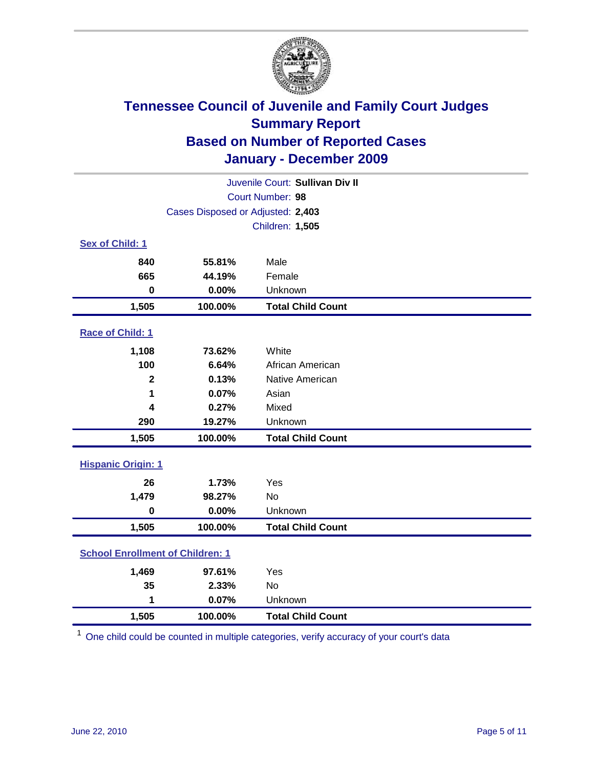# Tennessee Council of Juvenile and Family Court Judges
## Summary Report
## Based on Number of Reported Cases
## January - December 2009

Juvenile Court: **Sullivan Div II**
Court Number: **98**
Cases Disposed or Adjusted: **2,403**
Children: **1,505**

### Sex of Child: 1

| | | |
|---|---|---|
| 840 | 55.81% | Male |
| 665 | 44.19% | Female |
| 0 | 0.00% | Unknown |
| **1,505** | **100.00%** | **Total Child Count** |

### Race of Child: 1

| | | |
|---|---|---|
| 1,108 | 73.62% | White |
| 100 | 6.64% | African American |
| 2 | 0.13% | Native American |
| 1 | 0.07% | Asian |
| 4 | 0.27% | Mixed |
| 290 | 19.27% | Unknown |
| **1,505** | **100.00%** | **Total Child Count** |

### Hispanic Origin: 1

| | | |
|---|---|---|
| 26 | 1.73% | Yes |
| 1,479 | 98.27% | No |
| 0 | 0.00% | Unknown |
| **1,505** | **100.00%** | **Total Child Count** |

### School Enrollment of Children: 1

| | | |
|---|---|---|
| 1,469 | 97.61% | Yes |
| 35 | 2.33% | No |
| 1 | 0.07% | Unknown |
| **1,505** | **100.00%** | **Total Child Count** |

[1] One child could be counted in multiple categories, verify accuracy of your court's data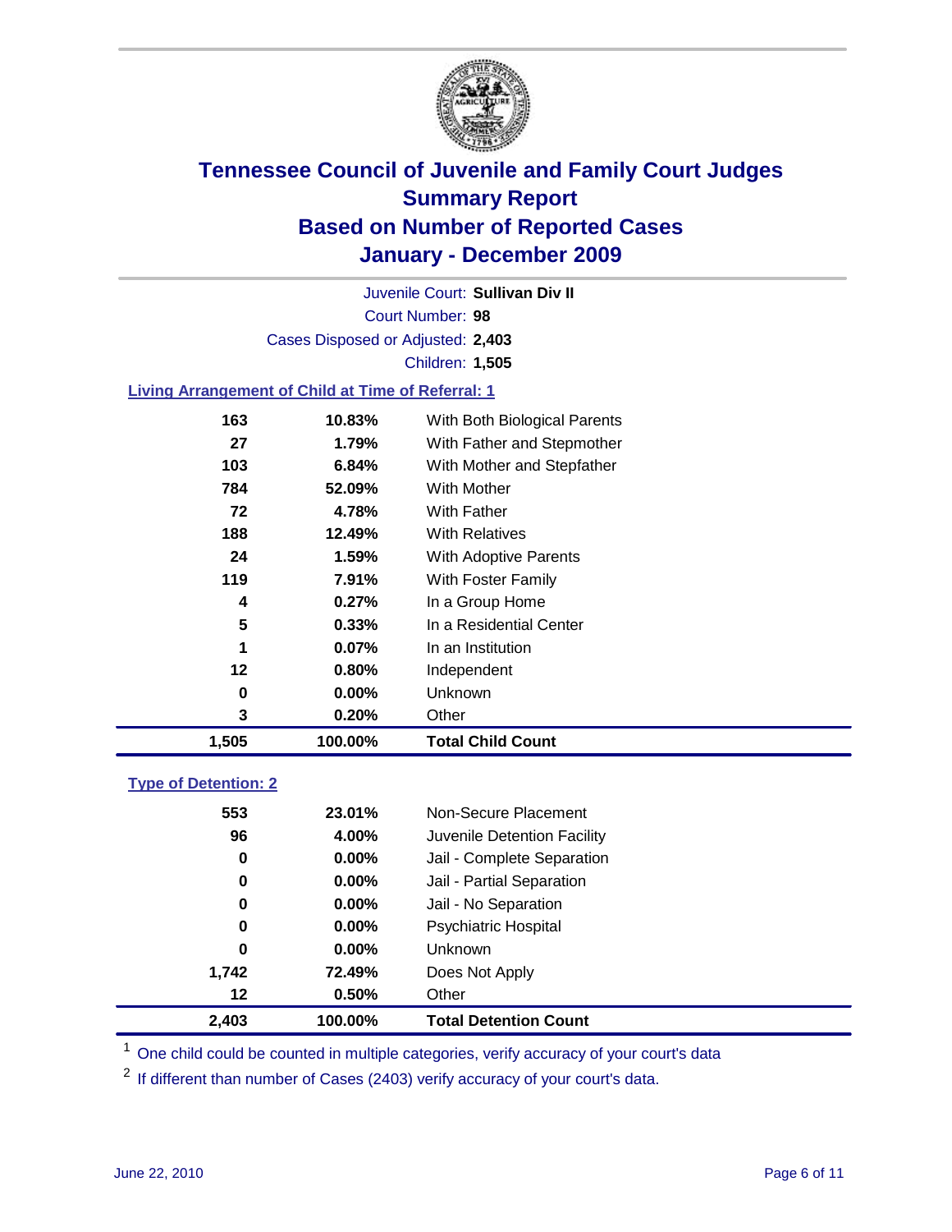# Tennessee Council of Juvenile and Family Court Judges
## Summary Report
## Based on Number of Reported Cases
## January - December 2009

Juvenile Court: **Sullivan Div II**

Court Number: **98**

Cases Disposed or Adjusted: **2,403**

Children: **1,505**

### Living Arrangement of Child at Time of Referral: 1

| | | |
|---|---|---|
| 163 | 10.83% | With Both Biological Parents |
| 27 | 1.79% | With Father and Stepmother |
| 103 | 6.84% | With Mother and Stepfather |
| 784 | 52.09% | With Mother |
| 72 | 4.78% | With Father |
| 188 | 12.49% | With Relatives |
| 24 | 1.59% | With Adoptive Parents |
| 119 | 7.91% | With Foster Family |
| 4 | 0.27% | In a Group Home |
| 5 | 0.33% | In a Residential Center |
| 1 | 0.07% | In an Institution |
| 12 | 0.80% | Independent |
| 0 | 0.00% | Unknown |
| 3 | 0.20% | Other |
| **1,505** | **100.00%** | **Total Child Count** |

### Type of Detention: 2

| | | |
|---|---|---|
| 553 | 23.01% | Non-Secure Placement |
| 96 | 4.00% | Juvenile Detention Facility |
| 0 | 0.00% | Jail - Complete Separation |
| 0 | 0.00% | Jail - Partial Separation |
| 0 | 0.00% | Jail - No Separation |
| 0 | 0.00% | Psychiatric Hospital |
| 0 | 0.00% | Unknown |
| 1,742 | 72.49% | Does Not Apply |
| 12 | 0.50% | Other |
| **2,403** | **100.00%** | **Total Detention Count** |

[1] One child could be counted in multiple categories, verify accuracy of your court's data

[2] If different than number of Cases (2403) verify accuracy of your court's data.

June 22, 2010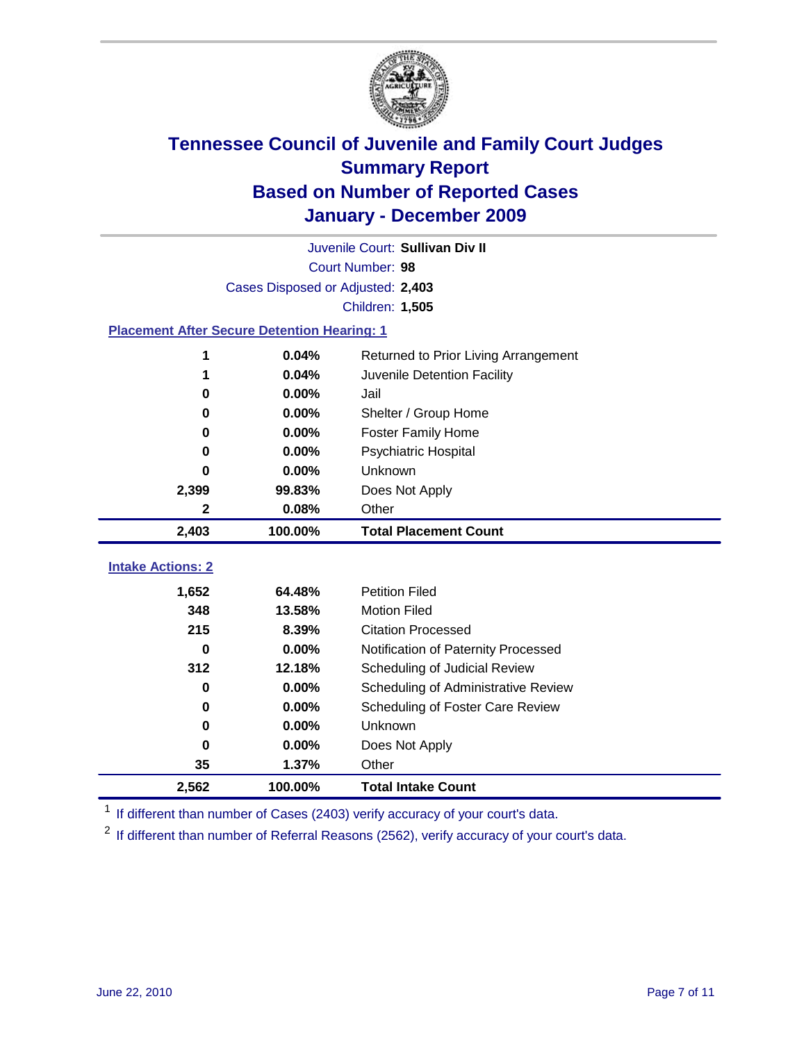# Tennessee Council of Juvenile and Family Court Judges
## Summary Report
## Based on Number of Reported Cases
## January - December 2009

Juvenile Court: **Sullivan Div II**
Court Number: **98**
Cases Disposed or Adjusted: **2,403**
Children: **1,505**

### Placement After Secure Detention Hearing: 1

| | | |
|---|---|---|
| 1 | 0.04% | Returned to Prior Living Arrangement |
| 1 | 0.04% | Juvenile Detention Facility |
| 0 | 0.00% | Jail |
| 0 | 0.00% | Shelter / Group Home |
| 0 | 0.00% | Foster Family Home |
| 0 | 0.00% | Psychiatric Hospital |
| 0 | 0.00% | Unknown |
| 2,399 | 99.83% | Does Not Apply |
| 2 | 0.08% | Other |
| **2,403** | **100.00%** | **Total Placement Count** |

### Intake Actions: 2

| | | |
|---|---|---|
| 1,652 | 64.48% | Petition Filed |
| 348 | 13.58% | Motion Filed |
| 215 | 8.39% | Citation Processed |
| 0 | 0.00% | Notification of Paternity Processed |
| 312 | 12.18% | Scheduling of Judicial Review |
| 0 | 0.00% | Scheduling of Administrative Review |
| 0 | 0.00% | Scheduling of Foster Care Review |
| 0 | 0.00% | Unknown |
| 0 | 0.00% | Does Not Apply |
| 35 | 1.37% | Other |
| **2,562** | **100.00%** | **Total Intake Count** |

[1] If different than number of Cases (2403) verify accuracy of your court's data.

[2] If different than number of Referral Reasons (2562), verify accuracy of your court's data.

June 22, 2010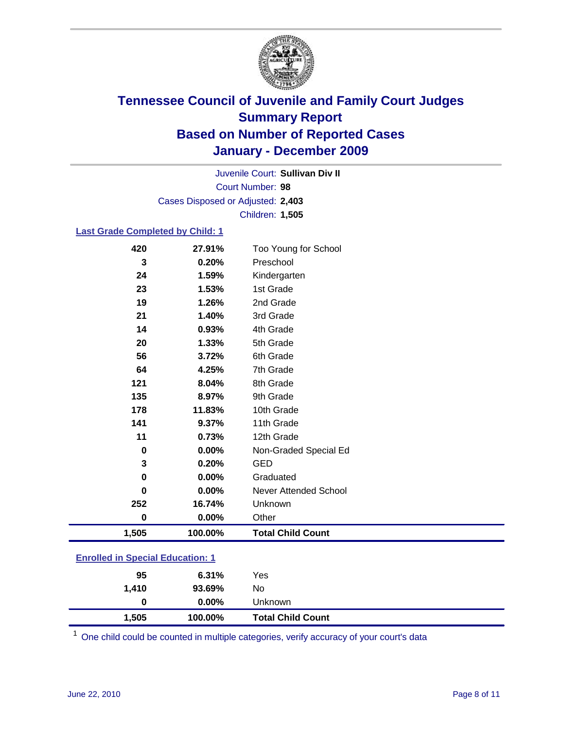# Tennessee Council of Juvenile and Family Court Judges
## Summary Report
## Based on Number of Reported Cases
## January - December 2009

Juvenile Court: **Sullivan Div II**

Court Number: **98**

Cases Disposed or Adjusted: **2,403**

Children: **1,505**

### Last Grade Completed by Child: 1

| | | |
|---|---|---|
| 420 | 27.91% | Too Young for School |
| 3 | 0.20% | Preschool |
| 24 | 1.59% | Kindergarten |
| 23 | 1.53% | 1st Grade |
| 19 | 1.26% | 2nd Grade |
| 21 | 1.40% | 3rd Grade |
| 14 | 0.93% | 4th Grade |
| 20 | 1.33% | 5th Grade |
| 56 | 3.72% | 6th Grade |
| 64 | 4.25% | 7th Grade |
| 121 | 8.04% | 8th Grade |
| 135 | 8.97% | 9th Grade |
| 178 | 11.83% | 10th Grade |
| 141 | 9.37% | 11th Grade |
| 11 | 0.73% | 12th Grade |
| 0 | 0.00% | Non-Graded Special Ed |
| 3 | 0.20% | GED |
| 0 | 0.00% | Graduated |
| 0 | 0.00% | Never Attended School |
| 252 | 16.74% | Unknown |
| 0 | 0.00% | Other |
| **1,505** | **100.00%** | **Total Child Count** |

### Enrolled in Special Education: 1

| | | |
|---|---|---|
| 95 | 6.31% | Yes |
| 1,410 | 93.69% | No |
| 0 | 0.00% | Unknown |
| **1,505** | **100.00%** | **Total Child Count** |

[1] One child could be counted in multiple categories, verify accuracy of your court's data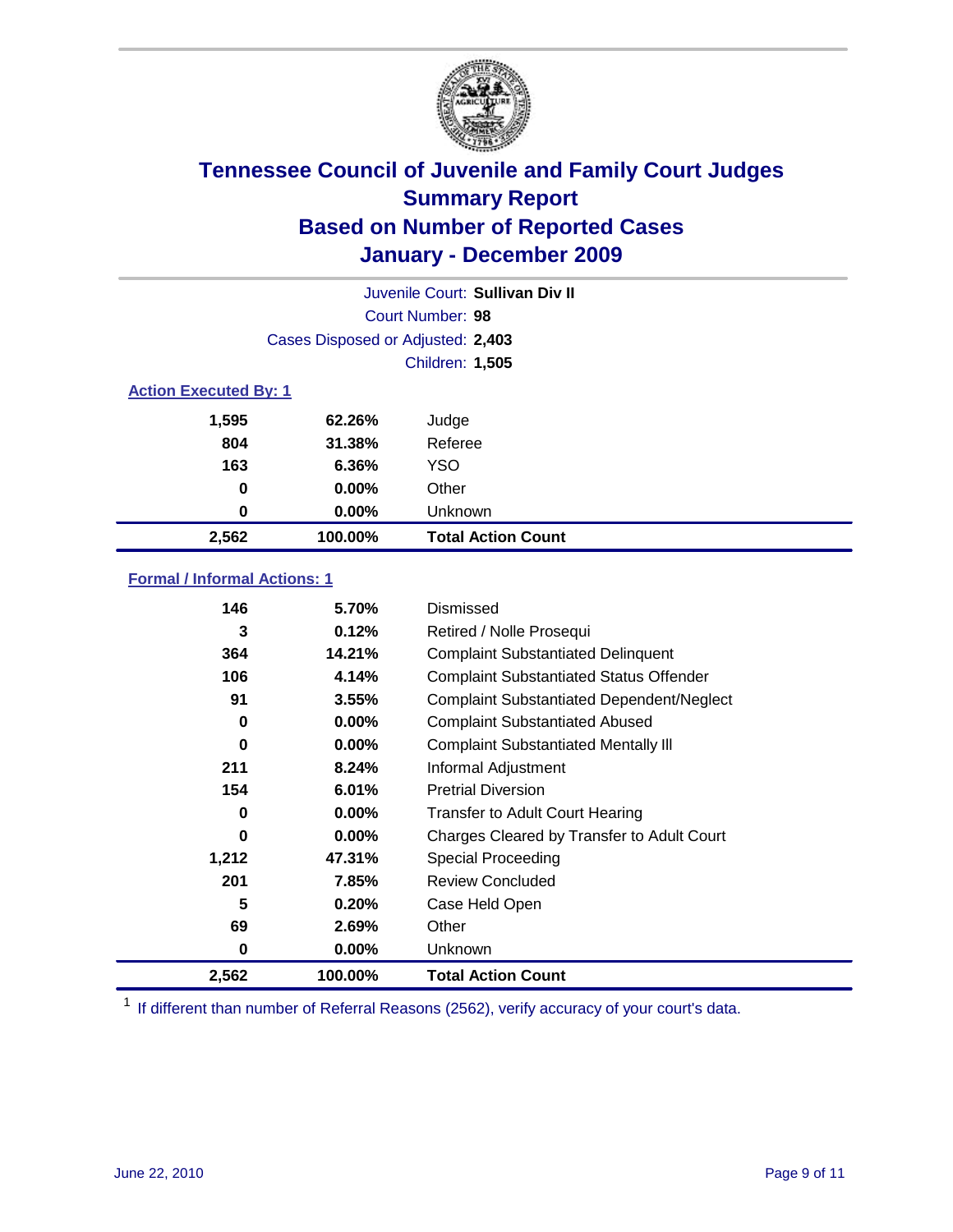# Tennessee Council of Juvenile and Family Court Judges
## Summary Report
## Based on Number of Reported Cases
## January - December 2009

Juvenile Court: **Sullivan Div II**

Court Number: **98**

Cases Disposed or Adjusted: **2,403**

Children: **1,505**

### Action Executed By: 1

| | | |
|---|---|---|
| 1,595 | 62.26% | Judge |
| 804 | 31.38% | Referee |
| 163 | 6.36% | YSO |
| 0 | 0.00% | Other |
| 0 | 0.00% | Unknown |
| **2,562** | **100.00%** | **Total Action Count** |

### Formal / Informal Actions: 1

| | | |
|---|---|---|
| 146 | 5.70% | Dismissed |
| 3 | 0.12% | Retired / Nolle Prosequi |
| 364 | 14.21% | Complaint Substantiated Delinquent |
| 106 | 4.14% | Complaint Substantiated Status Offender |
| 91 | 3.55% | Complaint Substantiated Dependent/Neglect |
| 0 | 0.00% | Complaint Substantiated Abused |
| 0 | 0.00% | Complaint Substantiated Mentally Ill |
| 211 | 8.24% | Informal Adjustment |
| 154 | 6.01% | Pretrial Diversion |
| 0 | 0.00% | Transfer to Adult Court Hearing |
| 0 | 0.00% | Charges Cleared by Transfer to Adult Court |
| 1,212 | 47.31% | Special Proceeding |
| 201 | 7.85% | Review Concluded |
| 5 | 0.20% | Case Held Open |
| 69 | 2.69% | Other |
| 0 | 0.00% | Unknown |
| **2,562** | **100.00%** | **Total Action Count** |

[1] If different than number of Referral Reasons (2562), verify accuracy of your court's data.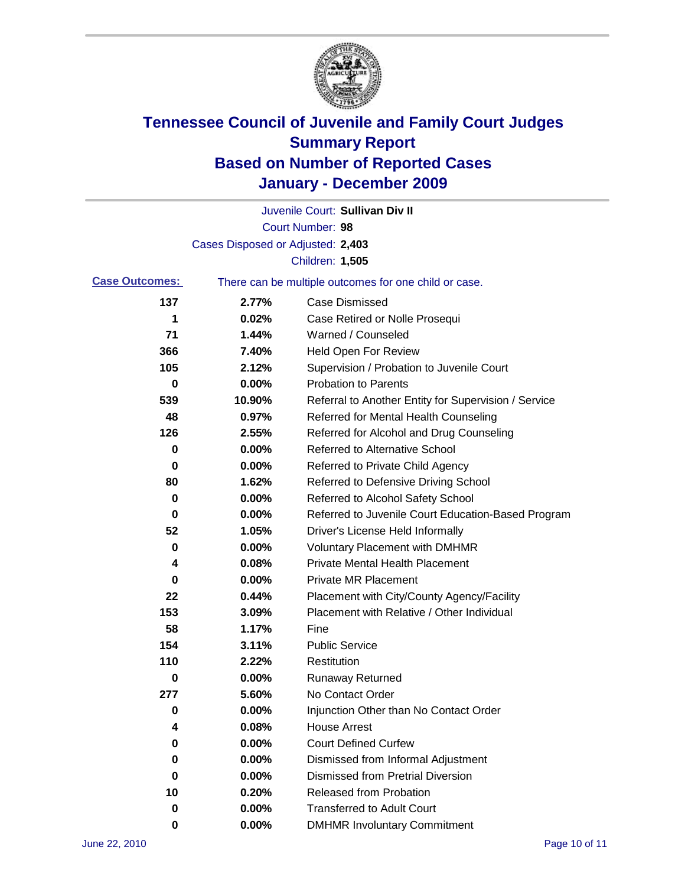# Tennessee Council of Juvenile and Family Court Judges
## Summary Report
## Based on Number of Reported Cases
## January - December 2009

Juvenile Court: **Sullivan Div II**

Court Number: **98**

Cases Disposed or Adjusted: **2,403**

Children: **1,505**

**Case Outcomes:** There can be multiple outcomes for one child or case.

| Count | Percent | Outcome |
|---|---|---|
| 137 | 2.77% | Case Dismissed |
| 1 | 0.02% | Case Retired or Nolle Prosequi |
| 71 | 1.44% | Warned / Counseled |
| 366 | 7.40% | Held Open For Review |
| 105 | 2.12% | Supervision / Probation to Juvenile Court |
| 0 | 0.00% | Probation to Parents |
| 539 | 10.90% | Referral to Another Entity for Supervision / Service |
| 48 | 0.97% | Referred for Mental Health Counseling |
| 126 | 2.55% | Referred for Alcohol and Drug Counseling |
| 0 | 0.00% | Referred to Alternative School |
| 0 | 0.00% | Referred to Private Child Agency |
| 80 | 1.62% | Referred to Defensive Driving School |
| 0 | 0.00% | Referred to Alcohol Safety School |
| 0 | 0.00% | Referred to Juvenile Court Education-Based Program |
| 52 | 1.05% | Driver's License Held Informally |
| 0 | 0.00% | Voluntary Placement with DMHMR |
| 4 | 0.08% | Private Mental Health Placement |
| 0 | 0.00% | Private MR Placement |
| 22 | 0.44% | Placement with City/County Agency/Facility |
| 153 | 3.09% | Placement with Relative / Other Individual |
| 58 | 1.17% | Fine |
| 154 | 3.11% | Public Service |
| 110 | 2.22% | Restitution |
| 0 | 0.00% | Runaway Returned |
| 277 | 5.60% | No Contact Order |
| 0 | 0.00% | Injunction Other than No Contact Order |
| 4 | 0.08% | House Arrest |
| 0 | 0.00% | Court Defined Curfew |
| 0 | 0.00% | Dismissed from Informal Adjustment |
| 0 | 0.00% | Dismissed from Pretrial Diversion |
| 10 | 0.20% | Released from Probation |
| 0 | 0.00% | Transferred to Adult Court |
| 0 | 0.00% | DMHMR Involuntary Commitment |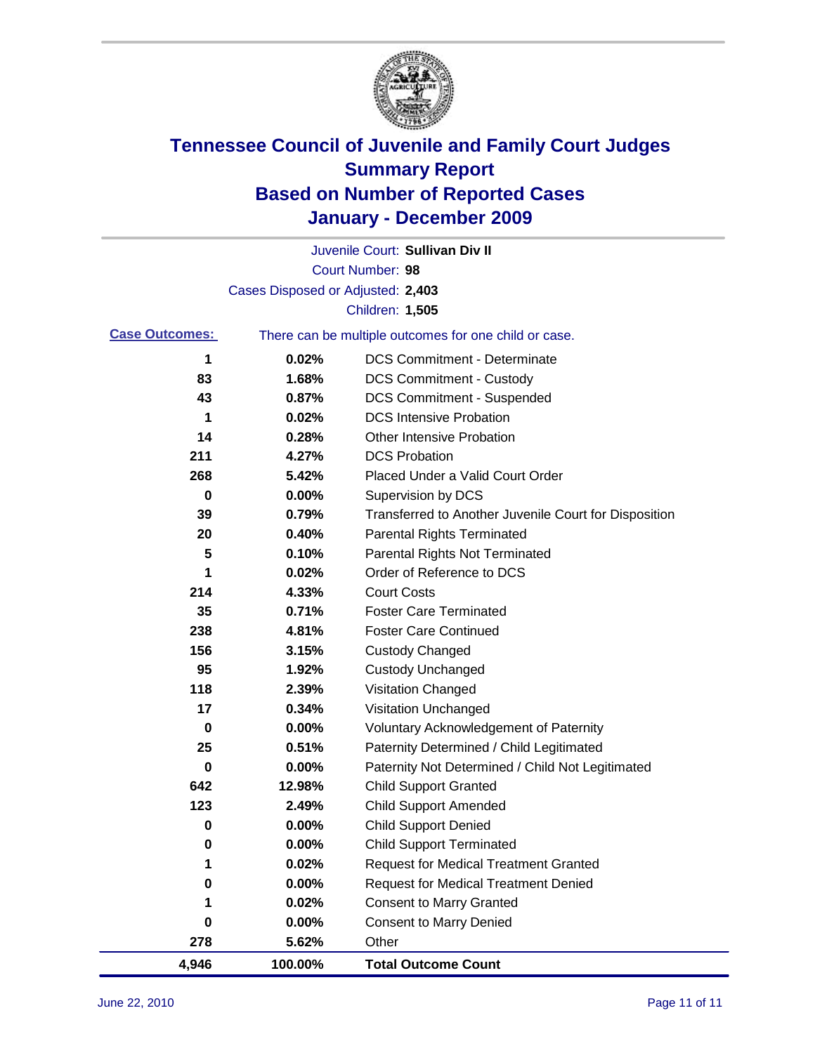# Tennessee Council of Juvenile and Family Court Judges
## Summary Report
## Based on Number of Reported Cases
## January - December 2009

Juvenile Court: **Sullivan Div II**

Court Number: **98**

Cases Disposed or Adjusted: **2,403**

Children: **1,505**

**Case Outcomes:** There can be multiple outcomes for one child or case.

| | | |
|---|---|---|
| 1 | 0.02% | DCS Commitment - Determinate |
| 83 | 1.68% | DCS Commitment - Custody |
| 43 | 0.87% | DCS Commitment - Suspended |
| 1 | 0.02% | DCS Intensive Probation |
| 14 | 0.28% | Other Intensive Probation |
| 211 | 4.27% | DCS Probation |
| 268 | 5.42% | Placed Under a Valid Court Order |
| 0 | 0.00% | Supervision by DCS |
| 39 | 0.79% | Transferred to Another Juvenile Court for Disposition |
| 20 | 0.40% | Parental Rights Terminated |
| 5 | 0.10% | Parental Rights Not Terminated |
| 1 | 0.02% | Order of Reference to DCS |
| 214 | 4.33% | Court Costs |
| 35 | 0.71% | Foster Care Terminated |
| 238 | 4.81% | Foster Care Continued |
| 156 | 3.15% | Custody Changed |
| 95 | 1.92% | Custody Unchanged |
| 118 | 2.39% | Visitation Changed |
| 17 | 0.34% | Visitation Unchanged |
| 0 | 0.00% | Voluntary Acknowledgement of Paternity |
| 25 | 0.51% | Paternity Determined / Child Legitimated |
| 0 | 0.00% | Paternity Not Determined / Child Not Legitimated |
| 642 | 12.98% | Child Support Granted |
| 123 | 2.49% | Child Support Amended |
| 0 | 0.00% | Child Support Denied |
| 0 | 0.00% | Child Support Terminated |
| 1 | 0.02% | Request for Medical Treatment Granted |
| 0 | 0.00% | Request for Medical Treatment Denied |
| 1 | 0.02% | Consent to Marry Granted |
| 0 | 0.00% | Consent to Marry Denied |
| 278 | 5.62% | Other |
| **4,946** | **100.00%** | **Total Outcome Count** |

June 22, 2010